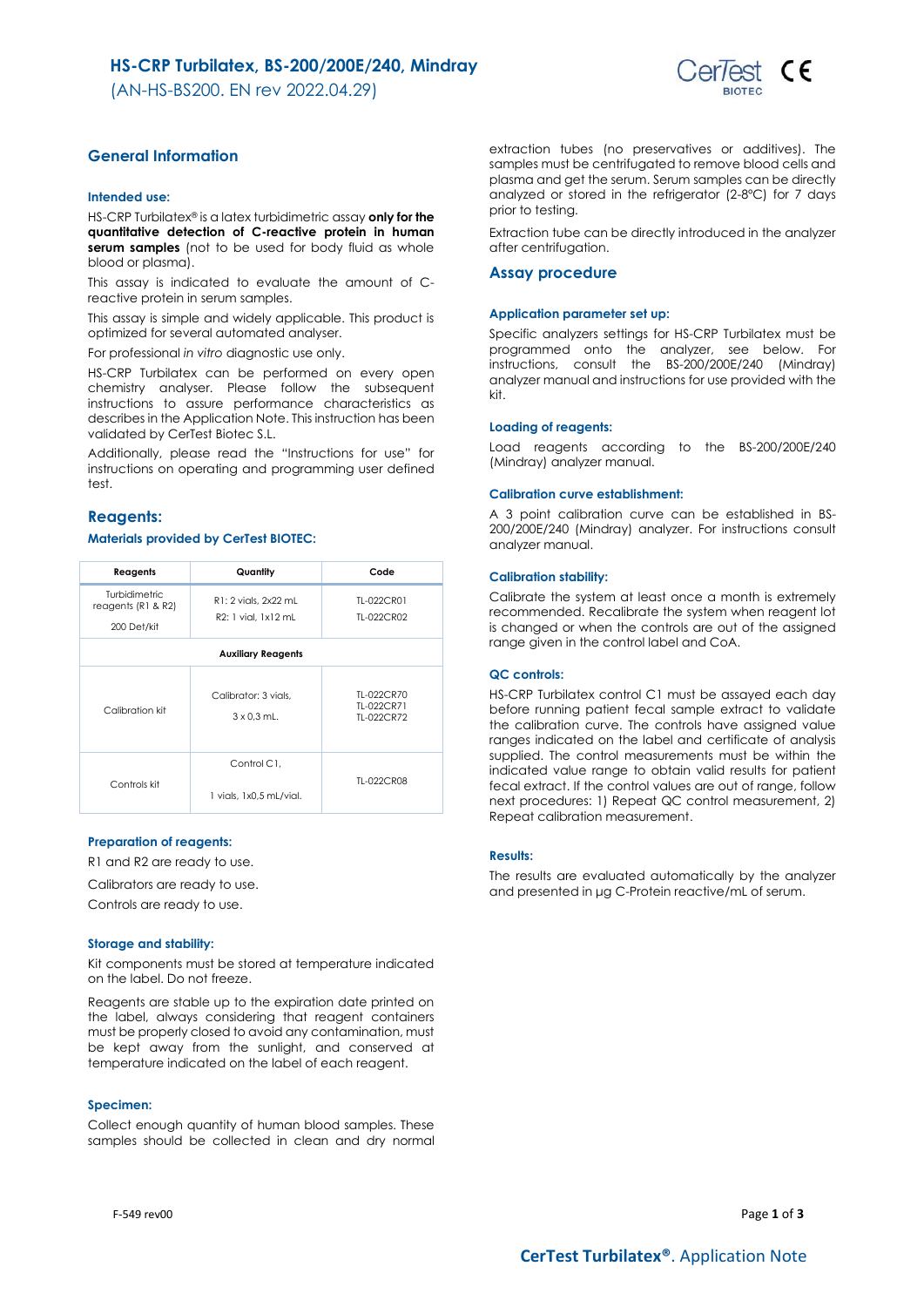# HS-CRP Turbilatex, BS-200/200E/240, Mindray

(AN-HS-BS200. EN rev 2022.04.29)

## General Information

### Intended use:

HS-CRP Turbilatex® is a latex turbidimetric assay **only for the quantitative detection of C-reactive protein in human serum samples** (not to be used for body fluid as whole blood or plasma).

This assay is indicated to evaluate the amount of C-reactive protein in serum samples.

This assay is simple and widely applicable. This product is optimized for several automated analyser.

For professional *in vitro* diagnostic use only.

HS-CRP Turbilatex can be performed on every open chemistry analyser. Please follow the subsequent instructions to assure performance characteristics as describes in the Application Note. This instruction has been validated by CerTest Biotec S.L.

Additionally, please read the "Instructions for use" for instructions on operating and programming user defined test.

## Reagents:

### Materials provided by CerTest BIOTEC:

| Reagents | Quantity | Code |
|---|---|---|
| Turbidimetric reagents (R1 & R2) 200 Det/kit | R1: 2 vials, 2x22 mL<br>R2: 1 vial, 1x12 mL | TL-022CR01<br>TL-022CR02 |
| **Auxiliary Reagents** | | |
| Calibration kit | Calibrator: 3 vials, 3 x 0,3 mL. | TL-022CR70<br>TL-022CR71<br>TL-022CR72 |
| Controls kit | Control C1, 1 vials, 1x0,5 mL/vial. | TL-022CR08 |

### Preparation of reagents:

R1 and R2 are ready to use.

Calibrators are ready to use.

Controls are ready to use.

### Storage and stability:

Kit components must be stored at temperature indicated on the label. Do not freeze.

Reagents are stable up to the expiration date printed on the label, always considering that reagent containers must be properly closed to avoid any contamination, must be kept away from the sunlight, and conserved at temperature indicated on the label of each reagent.

### Specimen:

Collect enough quantity of human blood samples. These samples should be collected in clean and dry normal extraction tubes (no preservatives or additives). The samples must be centrifugated to remove blood cells and plasma and get the serum. Serum samples can be directly analyzed or stored in the refrigerator (2-8ºC) for 7 days prior to testing.

Extraction tube can be directly introduced in the analyzer after centrifugation.

## Assay procedure

### Application parameter set up:

Specific analyzers settings for HS-CRP Turbilatex must be programmed onto the analyzer, see below. For instructions, consult the BS-200/200E/240 (Mindray) analyzer manual and instructions for use provided with the kit.

### Loading of reagents:

Load reagents according to the BS-200/200E/240 (Mindray) analyzer manual.

### Calibration curve establishment:

A 3 point calibration curve can be established in BS-200/200E/240 (Mindray) analyzer. For instructions consult analyzer manual.

### Calibration stability:

Calibrate the system at least once a month is extremely recommended. Recalibrate the system when reagent lot is changed or when the controls are out of the assigned range given in the control label and CoA.

### QC controls:

HS-CRP Turbilatex control C1 must be assayed each day before running patient fecal sample extract to validate the calibration curve. The controls have assigned value ranges indicated on the label and certificate of analysis supplied. The control measurements must be within the indicated value range to obtain valid results for patient fecal extract. If the control values are out of range, follow next procedures: 1) Repeat QC control measurement, 2) Repeat calibration measurement.

### Results:

The results are evaluated automatically by the analyzer and presented in µg C-Protein reactive/mL of serum.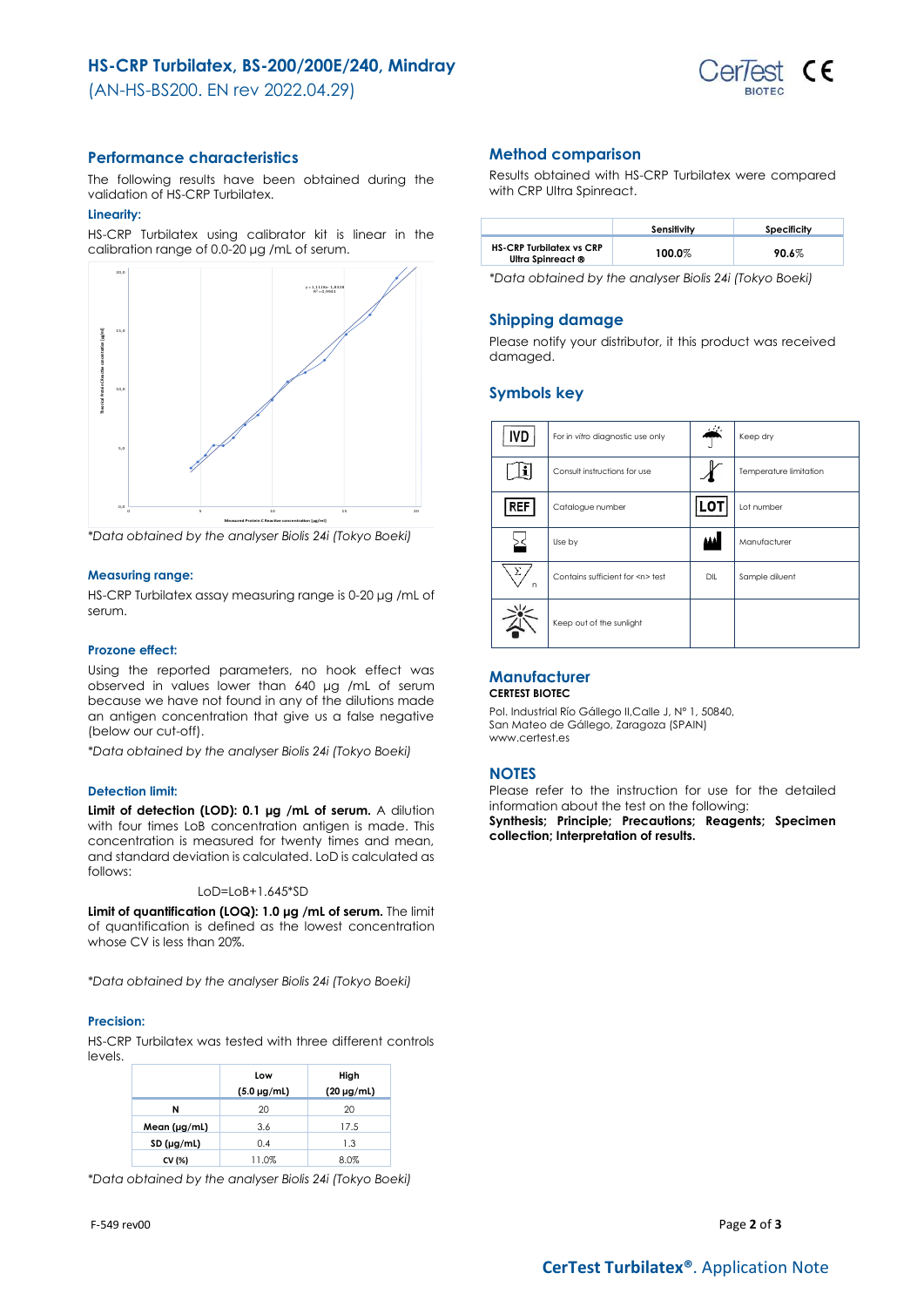## Performance characteristics

The following results have been obtained during the validation of HS-CRP Turbilatex.

### Linearity:

HS-CRP Turbilatex using calibrator kit is linear in the calibration range of 0.0-20 µg /mL of serum.

*\*Data obtained by the analyser Biolis 24i (Tokyo Boeki)*

### Measuring range:

HS-CRP Turbilatex assay measuring range is 0-20 µg /mL of serum.

### Prozone effect:

Using the reported parameters, no hook effect was observed in values lower than 640 µg /mL of serum because we have not found in any of the dilutions made an antigen concentration that give us a false negative (below our cut-off).

*\*Data obtained by the analyser Biolis 24i (Tokyo Boeki)*

### Detection limit:

**Limit of detection (LOD): 0.1 µg /mL of serum.** A dilution with four times LoB concentration antigen is made. This concentration is measured for twenty times and mean, and standard deviation is calculated. LoD is calculated as follows:

$$LoD = LoB + 1.645 * SD$$

**Limit of quantification (LOQ): 1.0 µg /mL of serum.** The limit of quantification is defined as the lowest concentration whose CV is less than 20%.

*\*Data obtained by the analyser Biolis 24i (Tokyo Boeki)*

### Precision:

HS-CRP Turbilatex was tested with three different controls levels.

| | Low (5.0 µg/mL) | High (20 µg/mL) |
|---|---|---|
| **N** | 20 | 20 |
| **Mean (µg/mL)** | 3.6 | 17.5 |
| **SD (µg/mL)** | 0.4 | 1.3 |
| **CV (%)** | 11.0% | 8.0% |

*\*Data obtained by the analyser Biolis 24i (Tokyo Boeki)*

## Method comparison

Results obtained with HS-CRP Turbilatex were compared with CRP Ultra Spinreact.

| | Sensitivity | Specificity |
|---|---|---|
| **HS-CRP Turbilatex vs CRP Ultra Spinreact ®** | **100.0%** | **90.6%** |

*\*Data obtained by the analyser Biolis 24i (Tokyo Boeki)*

## Shipping damage

Please notify your distributor, it this product was received damaged.

## Symbols key

| Symbol | Meaning | Symbol | Meaning |
|---|---|---|---|
| IVD | For in vitro diagnostic use only | | Keep dry |
| | Consult instructions for use | | Temperature limitation |
| REF | Catalogue number | LOT | Lot number |
| | Use by | | Manufacturer |
| | Contains sufficient for <n> test | DIL | Sample diluent |
| | Keep out of the sunlight | | |

## Manufacturer

**CERTEST BIOTEC**

Pol. Industrial Río Gállego II,Calle J, Nº 1, 50840,
San Mateo de Gállego, Zaragoza (SPAIN)
www.certest.es

## NOTES

Please refer to the instruction for use for the detailed information about the test on the following:
**Synthesis; Principle; Precautions; Reagents; Specimen collection; Interpretation of results.**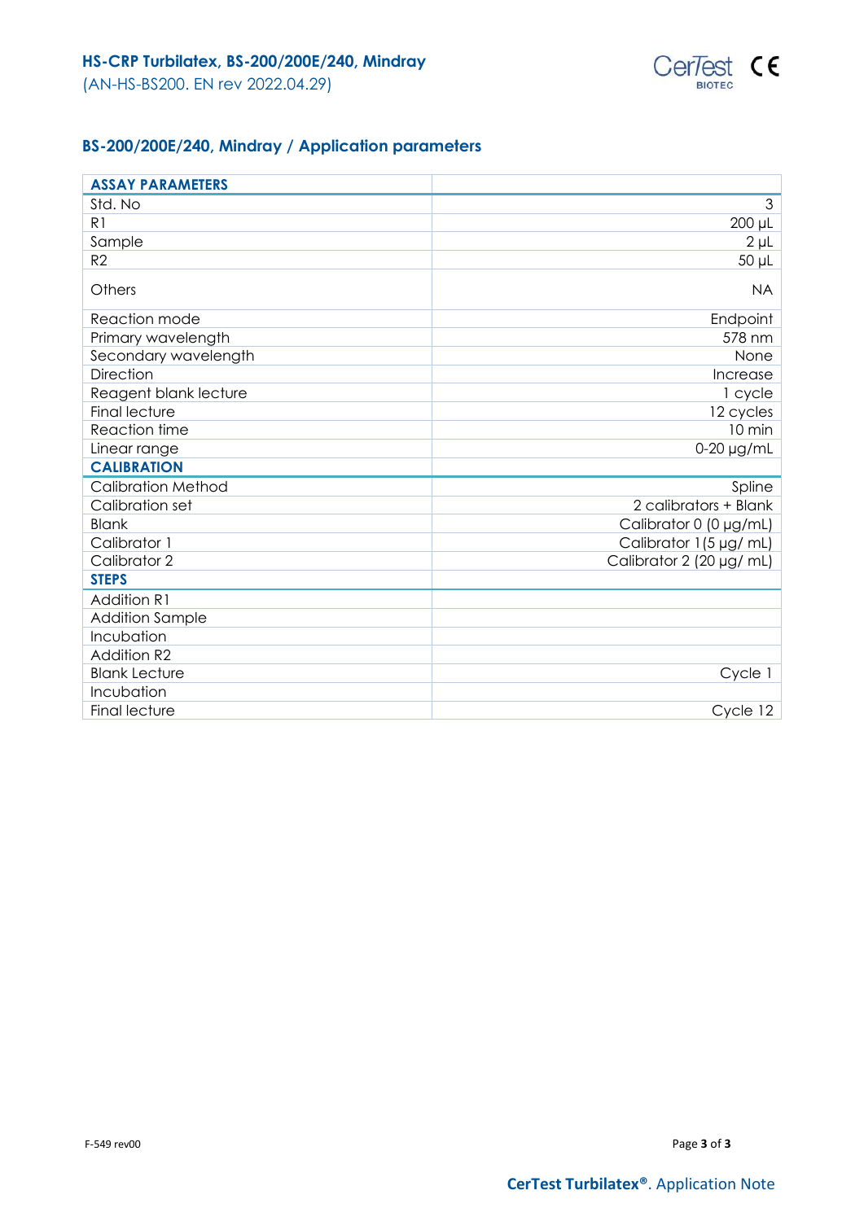## BS-200/200E/240, Mindray / Application parameters

| ASSAY PARAMETERS | |
|---|---|
| Std. No | 3 |
| R1 | 200 µL |
| Sample | 2 µL |
| R2 | 50 µL |
| Others | NA |
| Reaction mode | Endpoint |
| Primary wavelength | 578 nm |
| Secondary wavelength | None |
| Direction | Increase |
| Reagent blank lecture | 1 cycle |
| Final lecture | 12 cycles |
| Reaction time | 10 min |
| Linear range | 0-20 µg/mL |
| **CALIBRATION** | |
| Calibration Method | Spline |
| Calibration set | 2 calibrators + Blank |
| Blank | Calibrator 0 (0 µg/mL) |
| Calibrator 1 | Calibrator 1(5 µg/ mL) |
| Calibrator 2 | Calibrator 2 (20 µg/ mL) |
| **STEPS** | |
| Addition R1 | |
| Addition Sample | |
| Incubation | |
| Addition R2 | |
| Blank Lecture | Cycle 1 |
| Incubation | |
| Final lecture | Cycle 12 |